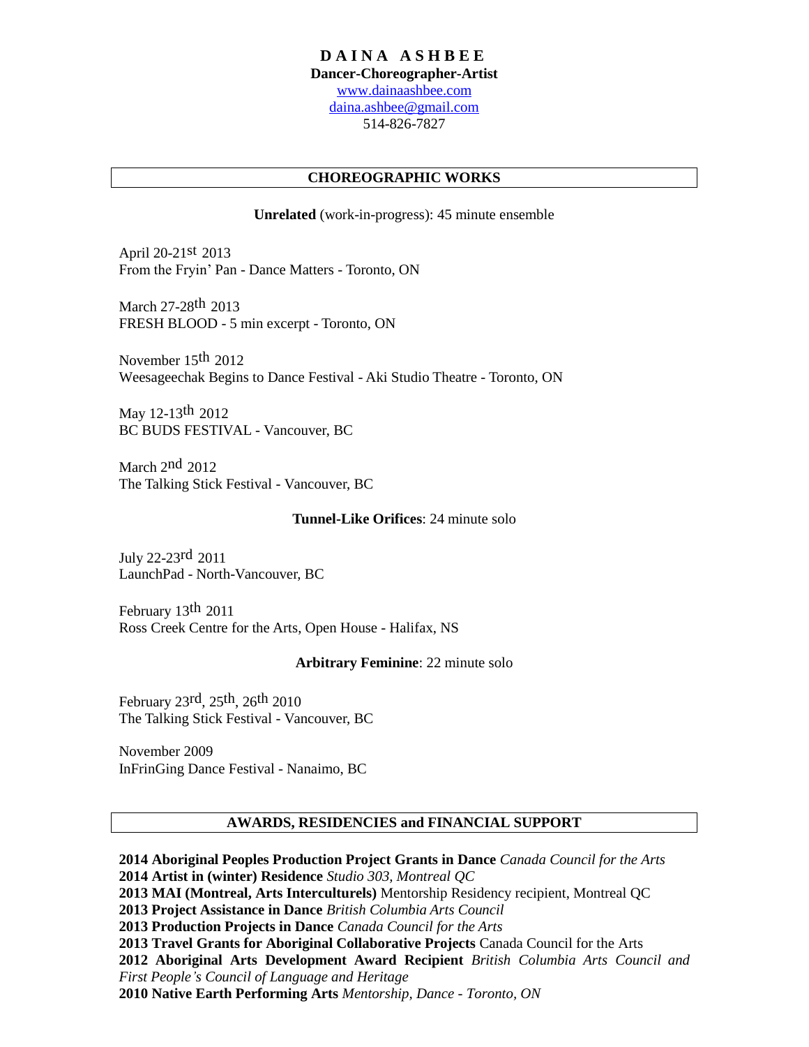# DAINA ASHBEE

**Dancer-Choreographer-Artist**

[www.dainaashbee.com](http://www.dainaashbee.com)

[daina.ashbee@gmail.com](mailto:daina.ashbee@gmail.com)

514-826-7827

## CHOREOGRAPHIC WORKS

**Unrelated** (work-in-progress): 45 minute ensemble

April 20-21st 2013
From the Fryin' Pan - Dance Matters - Toronto, ON

March 27-28th 2013
FRESH BLOOD - 5 min excerpt - Toronto, ON

November 15th 2012
Weesageechak Begins to Dance Festival - Aki Studio Theatre - Toronto, ON

May 12-13th 2012
BC BUDS FESTIVAL - Vancouver, BC

March 2nd 2012
The Talking Stick Festival - Vancouver, BC

**Tunnel-Like Orifices**: 24 minute solo

July 22-23rd 2011
LaunchPad - North-Vancouver, BC

February 13th 2011
Ross Creek Centre for the Arts, Open House - Halifax, NS

**Arbitrary Feminine**: 22 minute solo

February 23rd, 25th, 26th 2010
The Talking Stick Festival - Vancouver, BC

November 2009
InFrinGing Dance Festival - Nanaimo, BC

## AWARDS, RESIDENCIES and FINANCIAL SUPPORT

**2014 Aboriginal Peoples Production Project Grants in Dance** *Canada Council for the Arts*
**2014 Artist in (winter) Residence** *Studio 303, Montreal QC*
**2013 MAI (Montreal, Arts Interculturels)** Mentorship Residency recipient, Montreal QC
**2013 Project Assistance in Dance** *British Columbia Arts Council*
**2013 Production Projects in Dance** *Canada Council for the Arts*
**2013 Travel Grants for Aboriginal Collaborative Projects** Canada Council for the Arts
**2012 Aboriginal Arts Development Award Recipient** *British Columbia Arts Council and First People's Council of Language and Heritage*
**2010 Native Earth Performing Arts** *Mentorship, Dance - Toronto, ON*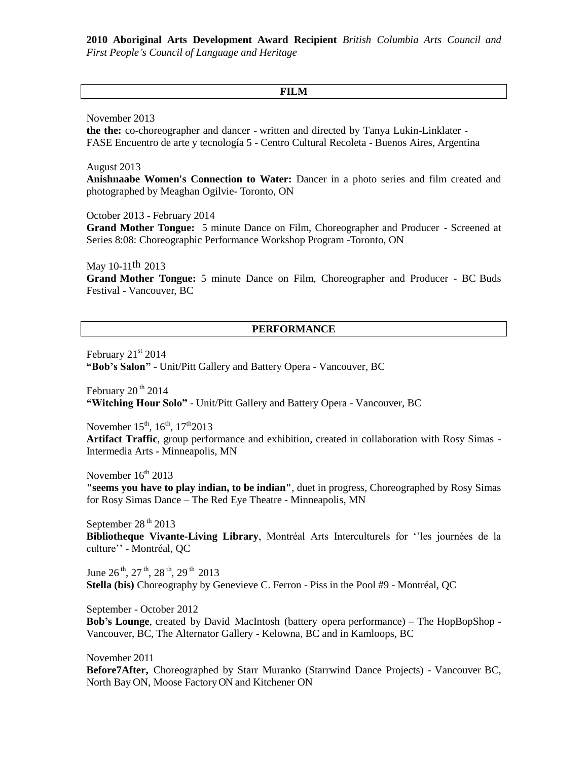**2010 Aboriginal Arts Development Award Recipient** *British Columbia Arts Council and First People's Council of Language and Heritage*

## FILM

November 2013
**the the:** co-choreographer and dancer - written and directed by Tanya Lukin-Linklater - FASE Encuentro de arte y tecnología 5 - Centro Cultural Recoleta - Buenos Aires, Argentina

August 2013
**Anishnaabe Women's Connection to Water:** Dancer in a photo series and film created and photographed by Meaghan Ogilvie- Toronto, ON

October 2013 - February 2014
**Grand Mother Tongue:** 5 minute Dance on Film, Choreographer and Producer - Screened at Series 8:08: Choreographic Performance Workshop Program -Toronto, ON

May 10-11th 2013
**Grand Mother Tongue:** 5 minute Dance on Film, Choreographer and Producer - BC Buds Festival - Vancouver, BC

## PERFORMANCE

February 21st 2014
**"Bob's Salon"** - Unit/Pitt Gallery and Battery Opera - Vancouver, BC

February 20th 2014
**"Witching Hour Solo"** - Unit/Pitt Gallery and Battery Opera - Vancouver, BC

November 15th, 16th, 17th 2013
**Artifact Traffic**, group performance and exhibition, created in collaboration with Rosy Simas - Intermedia Arts - Minneapolis, MN

November 16th 2013
**"seems you have to play indian, to be indian"**, duet in progress, Choreographed by Rosy Simas for Rosy Simas Dance – The Red Eye Theatre - Minneapolis, MN

September 28th 2013
**Bibliotheque Vivante-Living Library**, Montréal Arts Interculturels for ''les journées de la culture'' - Montréal, QC

June 26th, 27th, 28th, 29th 2013
**Stella (bis)** Choreography by Genevieve C. Ferron - Piss in the Pool #9 - Montréal, QC

September - October 2012
**Bob's Lounge**, created by David MacIntosh (battery opera performance) – The HopBopShop - Vancouver, BC, The Alternator Gallery - Kelowna, BC and in Kamloops, BC

November 2011
**Before7After,** Choreographed by Starr Muranko (Starrwind Dance Projects) - Vancouver BC, North Bay ON, Moose Factory ON and Kitchener ON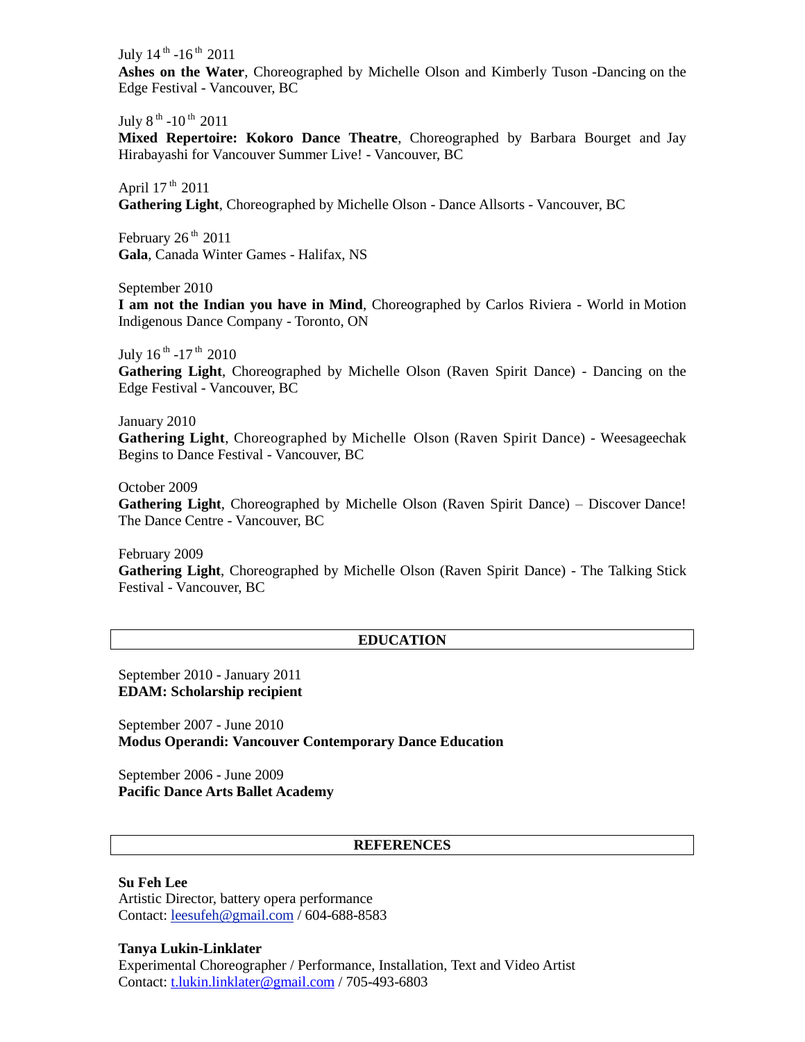July 14th -16th 2011
**Ashes on the Water**, Choreographed by Michelle Olson and Kimberly Tuson -Dancing on the Edge Festival - Vancouver, BC

July 8th -10th 2011
**Mixed Repertoire: Kokoro Dance Theatre**, Choreographed by Barbara Bourget and Jay Hirabayashi for Vancouver Summer Live! - Vancouver, BC

April 17th 2011
**Gathering Light**, Choreographed by Michelle Olson - Dance Allsorts - Vancouver, BC

February 26th 2011
**Gala**, Canada Winter Games - Halifax, NS

September 2010
**I am not the Indian you have in Mind**, Choreographed by Carlos Riviera - World in Motion Indigenous Dance Company - Toronto, ON

July 16th -17th 2010
**Gathering Light**, Choreographed by Michelle Olson (Raven Spirit Dance) - Dancing on the Edge Festival - Vancouver, BC

January 2010
**Gathering Light**, Choreographed by Michelle Olson (Raven Spirit Dance) - Weesageechak Begins to Dance Festival - Vancouver, BC

October 2009
**Gathering Light**, Choreographed by Michelle Olson (Raven Spirit Dance) – Discover Dance! The Dance Centre - Vancouver, BC

February 2009
**Gathering Light**, Choreographed by Michelle Olson (Raven Spirit Dance) - The Talking Stick Festival - Vancouver, BC

## EDUCATION

September 2010 - January 2011
**EDAM: Scholarship recipient**

September 2007 - June 2010
**Modus Operandi: Vancouver Contemporary Dance Education**

September 2006 - June 2009
**Pacific Dance Arts Ballet Academy**

## REFERENCES

**Su Feh Lee**
Artistic Director, battery opera performance
Contact: leesufeh@gmail.com / 604-688-8583

**Tanya Lukin-Linklater**
Experimental Choreographer / Performance, Installation, Text and Video Artist
Contact: t.lukin.linklater@gmail.com / 705-493-6803